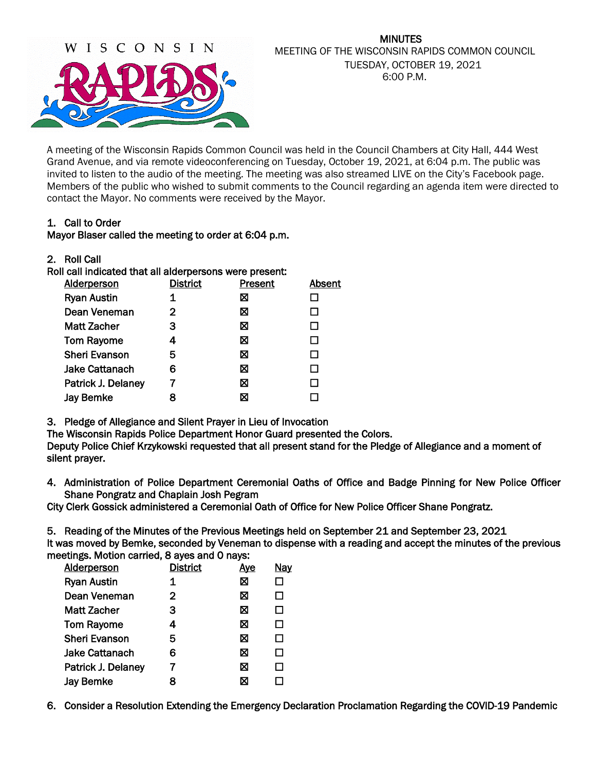MINUTES
MEETING OF THE WISCONSIN RAPIDS COMMON COUNCIL
TUESDAY, OCTOBER 19, 2021
6:00 P.M.

A meeting of the Wisconsin Rapids Common Council was held in the Council Chambers at City Hall, 444 West Grand Avenue, and via remote videoconferencing on Tuesday, October 19, 2021, at 6:04 p.m. The public was invited to listen to the audio of the meeting. The meeting was also streamed LIVE on the City's Facebook page. Members of the public who wished to submit comments to the Council regarding an agenda item were directed to contact the Mayor. No comments were received by the Mayor.

**1. Call to Order**

**Mayor Blaser called the meeting to order at 6:04 p.m.**

**2. Roll Call**

**Roll call indicated that all alderpersons were present:**

| Alderperson | District | Present | Absent |
|---|---|---|---|
| Ryan Austin | 1 | ☒ | ☐ |
| Dean Veneman | 2 | ☒ | ☐ |
| Matt Zacher | 3 | ☒ | ☐ |
| Tom Rayome | 4 | ☒ | ☐ |
| Sheri Evanson | 5 | ☒ | ☐ |
| Jake Cattanach | 6 | ☒ | ☐ |
| Patrick J. Delaney | 7 | ☒ | ☐ |
| Jay Bemke | 8 | ☒ | ☐ |

**3. Pledge of Allegiance and Silent Prayer in Lieu of Invocation**

**The Wisconsin Rapids Police Department Honor Guard presented the Colors.**
**Deputy Police Chief Krzykowski requested that all present stand for the Pledge of Allegiance and a moment of silent prayer.**

**4. Administration of Police Department Ceremonial Oaths of Office and Badge Pinning for New Police Officer Shane Pongratz and Chaplain Josh Pegram**

**City Clerk Gossick administered a Ceremonial Oath of Office for New Police Officer Shane Pongratz.**

**5. Reading of the Minutes of the Previous Meetings held on September 21 and September 23, 2021**

**It was moved by Bemke, seconded by Veneman to dispense with a reading and accept the minutes of the previous meetings. Motion carried, 8 ayes and 0 nays:**

| Alderperson | District | Aye | Nay |
|---|---|---|---|
| Ryan Austin | 1 | ☒ | ☐ |
| Dean Veneman | 2 | ☒ | ☐ |
| Matt Zacher | 3 | ☒ | ☐ |
| Tom Rayome | 4 | ☒ | ☐ |
| Sheri Evanson | 5 | ☒ | ☐ |
| Jake Cattanach | 6 | ☒ | ☐ |
| Patrick J. Delaney | 7 | ☒ | ☐ |
| Jay Bemke | 8 | ☒ | ☐ |

**6. Consider a Resolution Extending the Emergency Declaration Proclamation Regarding the COVID-19 Pandemic**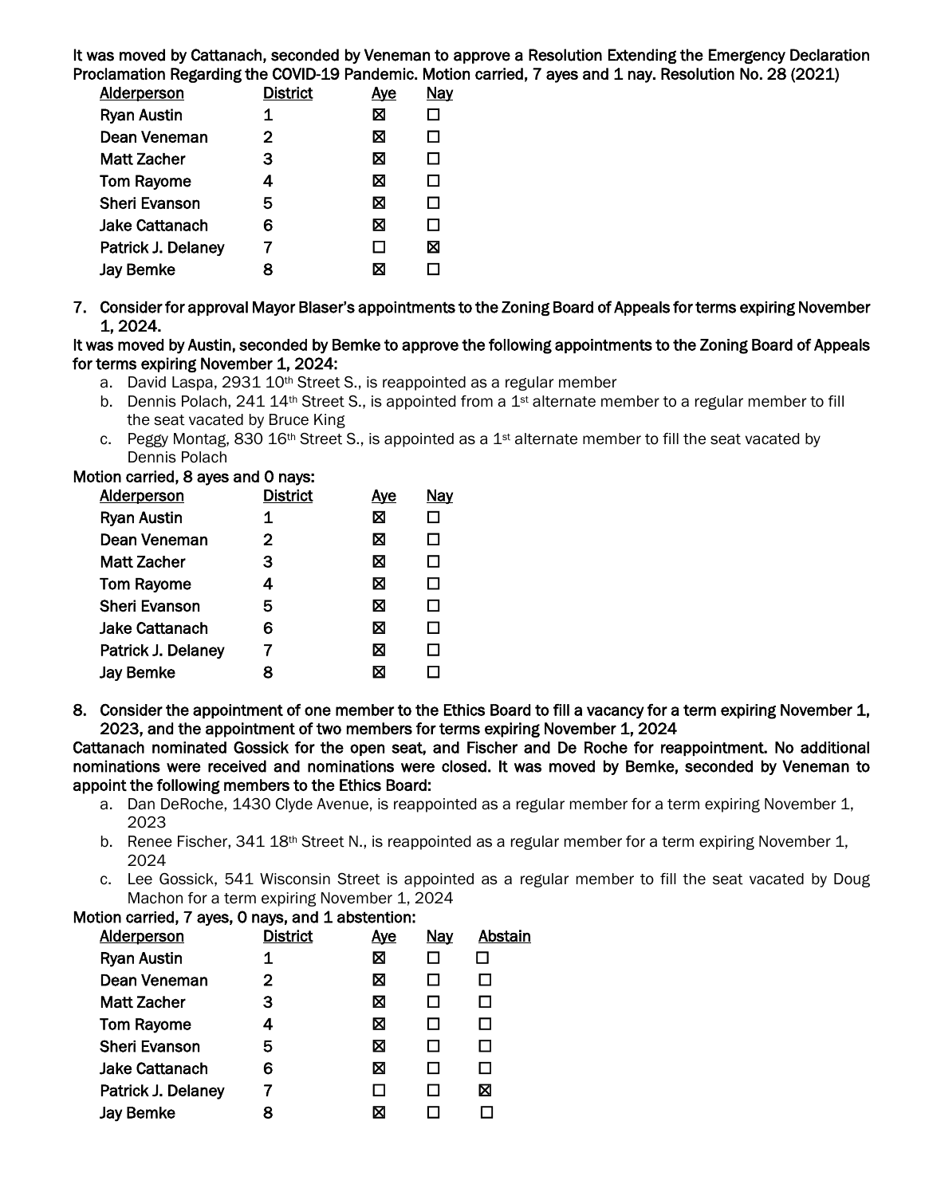**It was moved by Cattanach, seconded by Veneman to approve a Resolution Extending the Emergency Declaration Proclamation Regarding the COVID-19 Pandemic. Motion carried, 7 ayes and 1 nay. Resolution No. 28 (2021)**

| Alderperson | District | Aye | Nay |
|---|---|---|---|
| Ryan Austin | 1 | ☒ | ☐ |
| Dean Veneman | 2 | ☒ | ☐ |
| Matt Zacher | 3 | ☒ | ☐ |
| Tom Rayome | 4 | ☒ | ☐ |
| Sheri Evanson | 5 | ☒ | ☐ |
| Jake Cattanach | 6 | ☒ | ☐ |
| Patrick J. Delaney | 7 | ☐ | ☒ |
| Jay Bemke | 8 | ☒ | ☐ |

7. **Consider for approval Mayor Blaser's appointments to the Zoning Board of Appeals for terms expiring November 1, 2024.**

**It was moved by Austin, seconded by Bemke to approve the following appointments to the Zoning Board of Appeals for terms expiring November 1, 2024:**

a. David Laspa, 2931 10th Street S., is reappointed as a regular member
b. Dennis Polach, 241 14th Street S., is appointed from a 1st alternate member to a regular member to fill the seat vacated by Bruce King
c. Peggy Montag, 830 16th Street S., is appointed as a 1st alternate member to fill the seat vacated by Dennis Polach

**Motion carried, 8 ayes and 0 nays:**

| Alderperson | District | Aye | Nay |
|---|---|---|---|
| Ryan Austin | 1 | ☒ | ☐ |
| Dean Veneman | 2 | ☒ | ☐ |
| Matt Zacher | 3 | ☒ | ☐ |
| Tom Rayome | 4 | ☒ | ☐ |
| Sheri Evanson | 5 | ☒ | ☐ |
| Jake Cattanach | 6 | ☒ | ☐ |
| Patrick J. Delaney | 7 | ☒ | ☐ |
| Jay Bemke | 8 | ☒ | ☐ |

8. **Consider the appointment of one member to the Ethics Board to fill a vacancy for a term expiring November 1, 2023, and the appointment of two members for terms expiring November 1, 2024**

**Cattanach nominated Gossick for the open seat, and Fischer and De Roche for reappointment. No additional nominations were received and nominations were closed. It was moved by Bemke, seconded by Veneman to appoint the following members to the Ethics Board:**

a. Dan DeRoche, 1430 Clyde Avenue, is reappointed as a regular member for a term expiring November 1, 2023
b. Renee Fischer, 341 18th Street N., is reappointed as a regular member for a term expiring November 1, 2024
c. Lee Gossick, 541 Wisconsin Street is appointed as a regular member to fill the seat vacated by Doug Machon for a term expiring November 1, 2024

**Motion carried, 7 ayes, 0 nays, and 1 abstention:**

| Alderperson | District | Aye | Nay | Abstain |
|---|---|---|---|---|
| Ryan Austin | 1 | ☒ | ☐ | ☐ |
| Dean Veneman | 2 | ☒ | ☐ | ☐ |
| Matt Zacher | 3 | ☒ | ☐ | ☐ |
| Tom Rayome | 4 | ☒ | ☐ | ☐ |
| Sheri Evanson | 5 | ☒ | ☐ | ☐ |
| Jake Cattanach | 6 | ☒ | ☐ | ☐ |
| Patrick J. Delaney | 7 | ☐ | ☐ | ☒ |
| Jay Bemke | 8 | ☒ | ☐ | ☐ |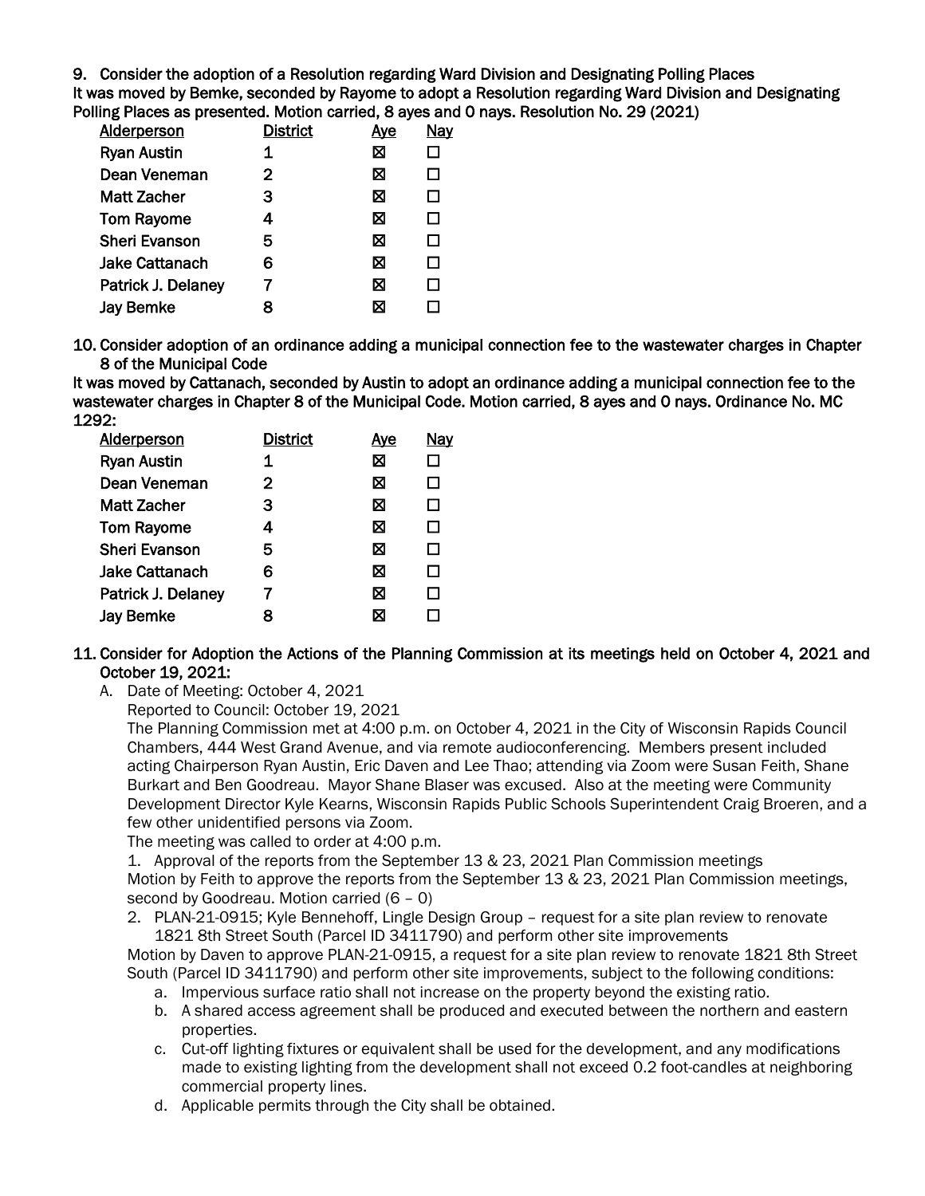**9. Consider the adoption of a Resolution regarding Ward Division and Designating Polling Places**

**It was moved by Bemke, seconded by Rayome to adopt a Resolution regarding Ward Division and Designating Polling Places as presented. Motion carried, 8 ayes and 0 nays. Resolution No. 29 (2021)**

| Alderperson | District | Aye | Nay |
|---|---|---|---|
| Ryan Austin | 1 | ☒ | ☐ |
| Dean Veneman | 2 | ☒ | ☐ |
| Matt Zacher | 3 | ☒ | ☐ |
| Tom Rayome | 4 | ☒ | ☐ |
| Sheri Evanson | 5 | ☒ | ☐ |
| Jake Cattanach | 6 | ☒ | ☐ |
| Patrick J. Delaney | 7 | ☒ | ☐ |
| Jay Bemke | 8 | ☒ | ☐ |

**10. Consider adoption of an ordinance adding a municipal connection fee to the wastewater charges in Chapter 8 of the Municipal Code**

**It was moved by Cattanach, seconded by Austin to adopt an ordinance adding a municipal connection fee to the wastewater charges in Chapter 8 of the Municipal Code. Motion carried, 8 ayes and 0 nays. Ordinance No. MC 1292:**

| Alderperson | District | Aye | Nay |
|---|---|---|---|
| Ryan Austin | 1 | ☒ | ☐ |
| Dean Veneman | 2 | ☒ | ☐ |
| Matt Zacher | 3 | ☒ | ☐ |
| Tom Rayome | 4 | ☒ | ☐ |
| Sheri Evanson | 5 | ☒ | ☐ |
| Jake Cattanach | 6 | ☒ | ☐ |
| Patrick J. Delaney | 7 | ☒ | ☐ |
| Jay Bemke | 8 | ☒ | ☐ |

**11. Consider for Adoption the Actions of the Planning Commission at its meetings held on October 4, 2021 and October 19, 2021:**

A. Date of Meeting: October 4, 2021
Reported to Council: October 19, 2021
The Planning Commission met at 4:00 p.m. on October 4, 2021 in the City of Wisconsin Rapids Council Chambers, 444 West Grand Avenue, and via remote audioconferencing. Members present included acting Chairperson Ryan Austin, Eric Daven and Lee Thao; attending via Zoom were Susan Feith, Shane Burkart and Ben Goodreau. Mayor Shane Blaser was excused. Also at the meeting were Community Development Director Kyle Kearns, Wisconsin Rapids Public Schools Superintendent Craig Broeren, and a few other unidentified persons via Zoom.
The meeting was called to order at 4:00 p.m.

1. Approval of the reports from the September 13 & 23, 2021 Plan Commission meetings

Motion by Feith to approve the reports from the September 13 & 23, 2021 Plan Commission meetings, second by Goodreau. Motion carried (6 – 0)

2. PLAN-21-0915; Kyle Bennehoff, Lingle Design Group – request for a site plan review to renovate 1821 8th Street South (Parcel ID 3411790) and perform other site improvements

Motion by Daven to approve PLAN-21-0915, a request for a site plan review to renovate 1821 8th Street South (Parcel ID 3411790) and perform other site improvements, subject to the following conditions:

a. Impervious surface ratio shall not increase on the property beyond the existing ratio.
b. A shared access agreement shall be produced and executed between the northern and eastern properties.
c. Cut-off lighting fixtures or equivalent shall be used for the development, and any modifications made to existing lighting from the development shall not exceed 0.2 foot-candles at neighboring commercial property lines.
d. Applicable permits through the City shall be obtained.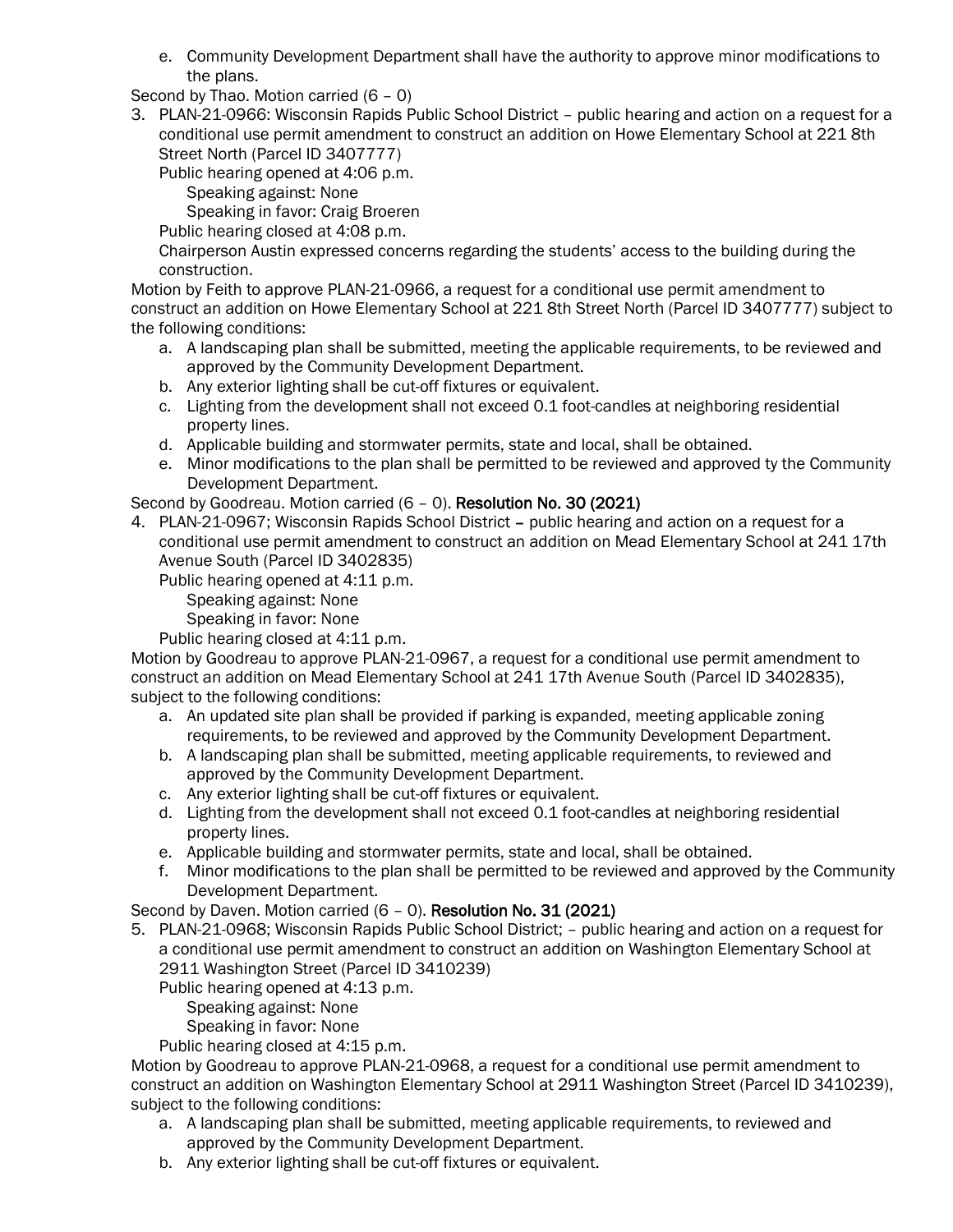e. Community Development Department shall have the authority to approve minor modifications to the plans.

Second by Thao. Motion carried (6 – 0)

3. PLAN-21-0966: Wisconsin Rapids Public School District – public hearing and action on a request for a conditional use permit amendment to construct an addition on Howe Elementary School at 221 8th Street North (Parcel ID 3407777)

   Public hearing opened at 4:06 p.m.

      Speaking against: None

      Speaking in favor: Craig Broeren

   Public hearing closed at 4:08 p.m.

   Chairperson Austin expressed concerns regarding the students' access to the building during the construction.

Motion by Feith to approve PLAN-21-0966, a request for a conditional use permit amendment to construct an addition on Howe Elementary School at 221 8th Street North (Parcel ID 3407777) subject to the following conditions:

   a. A landscaping plan shall be submitted, meeting the applicable requirements, to be reviewed and approved by the Community Development Department.
   b. Any exterior lighting shall be cut-off fixtures or equivalent.
   c. Lighting from the development shall not exceed 0.1 foot-candles at neighboring residential property lines.
   d. Applicable building and stormwater permits, state and local, shall be obtained.
   e. Minor modifications to the plan shall be permitted to be reviewed and approved ty the Community Development Department.

Second by Goodreau. Motion carried (6 – 0). **Resolution No. 30 (2021)**

4. PLAN-21-0967; Wisconsin Rapids School District – public hearing and action on a request for a conditional use permit amendment to construct an addition on Mead Elementary School at 241 17th Avenue South (Parcel ID 3402835)

   Public hearing opened at 4:11 p.m.

      Speaking against: None

      Speaking in favor: None

   Public hearing closed at 4:11 p.m.

Motion by Goodreau to approve PLAN-21-0967, a request for a conditional use permit amendment to construct an addition on Mead Elementary School at 241 17th Avenue South (Parcel ID 3402835), subject to the following conditions:

   a. An updated site plan shall be provided if parking is expanded, meeting applicable zoning requirements, to be reviewed and approved by the Community Development Department.
   b. A landscaping plan shall be submitted, meeting applicable requirements, to reviewed and approved by the Community Development Department.
   c. Any exterior lighting shall be cut-off fixtures or equivalent.
   d. Lighting from the development shall not exceed 0.1 foot-candles at neighboring residential property lines.
   e. Applicable building and stormwater permits, state and local, shall be obtained.
   f. Minor modifications to the plan shall be permitted to be reviewed and approved by the Community Development Department.

Second by Daven. Motion carried (6 – 0). **Resolution No. 31 (2021)**

5. PLAN-21-0968; Wisconsin Rapids Public School District; – public hearing and action on a request for a conditional use permit amendment to construct an addition on Washington Elementary School at 2911 Washington Street (Parcel ID 3410239)

   Public hearing opened at 4:13 p.m.

      Speaking against: None

      Speaking in favor: None

   Public hearing closed at 4:15 p.m.

Motion by Goodreau to approve PLAN-21-0968, a request for a conditional use permit amendment to construct an addition on Washington Elementary School at 2911 Washington Street (Parcel ID 3410239), subject to the following conditions:

   a. A landscaping plan shall be submitted, meeting applicable requirements, to reviewed and approved by the Community Development Department.
   b. Any exterior lighting shall be cut-off fixtures or equivalent.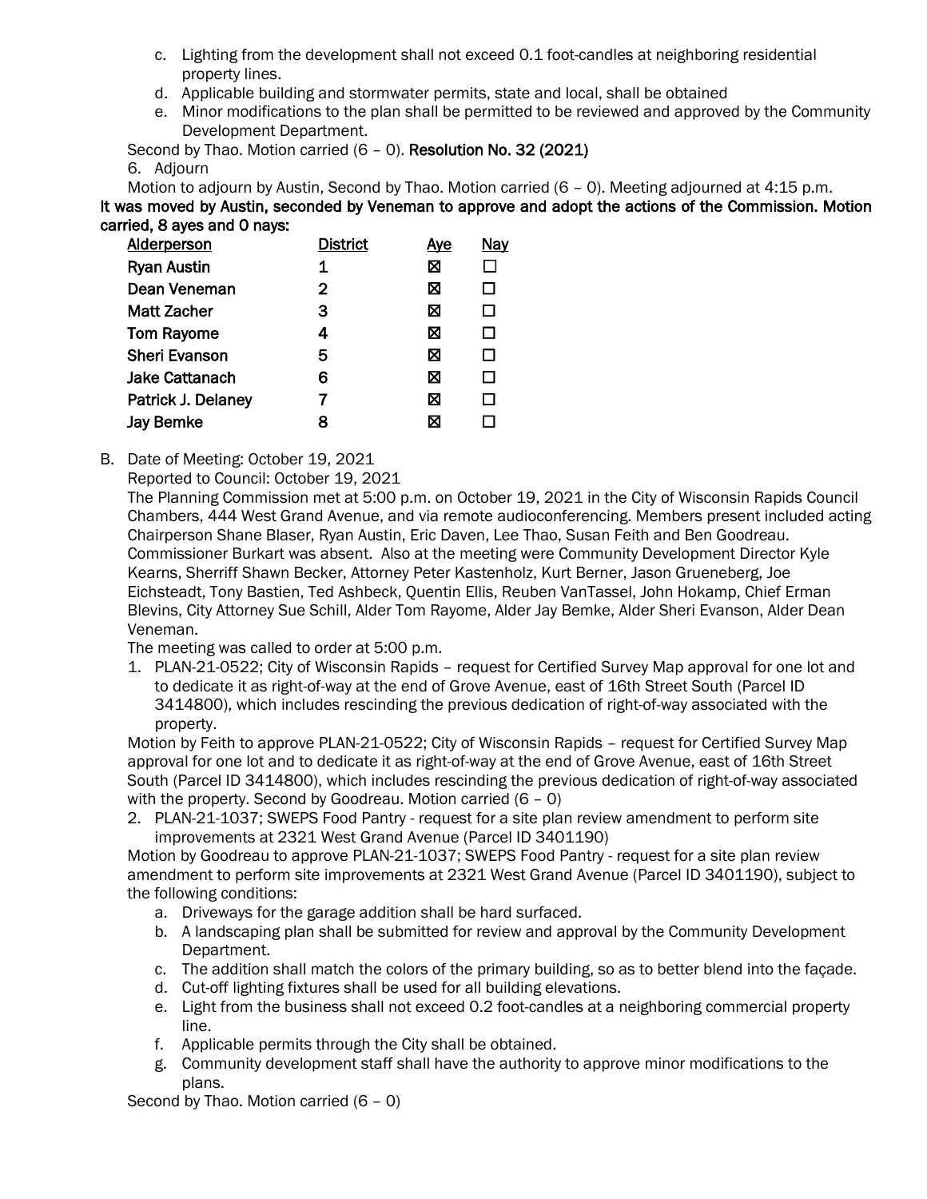c. Lighting from the development shall not exceed 0.1 foot-candles at neighboring residential property lines.
   d. Applicable building and stormwater permits, state and local, shall be obtained
   e. Minor modifications to the plan shall be permitted to be reviewed and approved by the Community Development Department.

Second by Thao. Motion carried (6 – 0). **Resolution No. 32 (2021)**

6. Adjourn

Motion to adjourn by Austin, Second by Thao. Motion carried (6 – 0). Meeting adjourned at 4:15 p.m.

**It was moved by Austin, seconded by Veneman to approve and adopt the actions of the Commission. Motion carried, 8 ayes and 0 nays:**

| Alderperson | District | Aye | Nay |
|---|---|---|---|
| Ryan Austin | 1 | ☒ | ☐ |
| Dean Veneman | 2 | ☒ | ☐ |
| Matt Zacher | 3 | ☒ | ☐ |
| Tom Rayome | 4 | ☒ | ☐ |
| Sheri Evanson | 5 | ☒ | ☐ |
| Jake Cattanach | 6 | ☒ | ☐ |
| Patrick J. Delaney | 7 | ☒ | ☐ |
| Jay Bemke | 8 | ☒ | ☐ |

B. Date of Meeting: October 19, 2021

Reported to Council: October 19, 2021

The Planning Commission met at 5:00 p.m. on October 19, 2021 in the City of Wisconsin Rapids Council Chambers, 444 West Grand Avenue, and via remote audioconferencing. Members present included acting Chairperson Shane Blaser, Ryan Austin, Eric Daven, Lee Thao, Susan Feith and Ben Goodreau. Commissioner Burkart was absent. Also at the meeting were Community Development Director Kyle Kearns, Sherriff Shawn Becker, Attorney Peter Kastenholz, Kurt Berner, Jason Grueneberg, Joe Eichsteadt, Tony Bastien, Ted Ashbeck, Quentin Ellis, Reuben VanTassel, John Hokamp, Chief Erman Blevins, City Attorney Sue Schill, Alder Tom Rayome, Alder Jay Bemke, Alder Sheri Evanson, Alder Dean Veneman.

The meeting was called to order at 5:00 p.m.

1. PLAN-21-0522; City of Wisconsin Rapids – request for Certified Survey Map approval for one lot and to dedicate it as right-of-way at the end of Grove Avenue, east of 16th Street South (Parcel ID 3414800), which includes rescinding the previous dedication of right-of-way associated with the property.

Motion by Feith to approve PLAN-21-0522; City of Wisconsin Rapids – request for Certified Survey Map approval for one lot and to dedicate it as right-of-way at the end of Grove Avenue, east of 16th Street South (Parcel ID 3414800), which includes rescinding the previous dedication of right-of-way associated with the property. Second by Goodreau. Motion carried (6 – 0)

2. PLAN-21-1037; SWEPS Food Pantry - request for a site plan review amendment to perform site improvements at 2321 West Grand Avenue (Parcel ID 3401190)

Motion by Goodreau to approve PLAN-21-1037; SWEPS Food Pantry - request for a site plan review amendment to perform site improvements at 2321 West Grand Avenue (Parcel ID 3401190), subject to the following conditions:

   a. Driveways for the garage addition shall be hard surfaced.
   b. A landscaping plan shall be submitted for review and approval by the Community Development Department.
   c. The addition shall match the colors of the primary building, so as to better blend into the façade.
   d. Cut-off lighting fixtures shall be used for all building elevations.
   e. Light from the business shall not exceed 0.2 foot-candles at a neighboring commercial property line.
   f. Applicable permits through the City shall be obtained.
   g. Community development staff shall have the authority to approve minor modifications to the plans.

Second by Thao. Motion carried (6 – 0)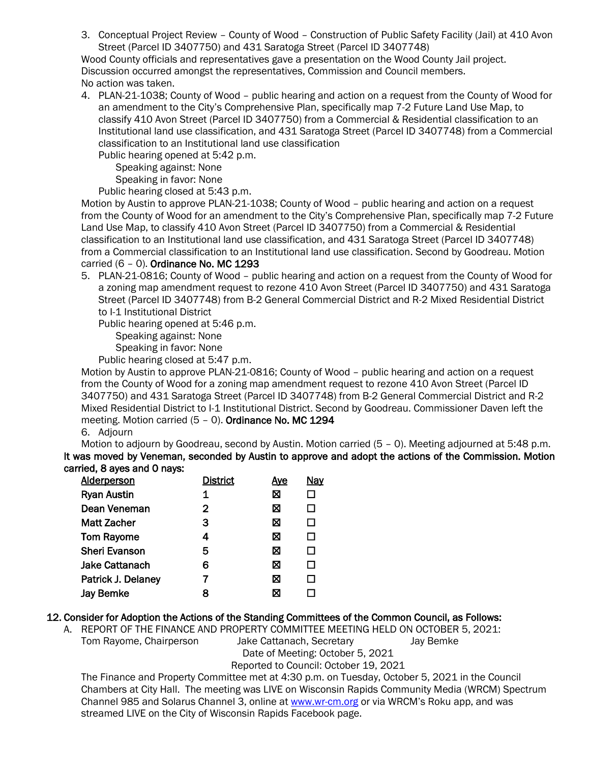3. Conceptual Project Review – County of Wood – Construction of Public Safety Facility (Jail) at 410 Avon Street (Parcel ID 3407750) and 431 Saratoga Street (Parcel ID 3407748)

Wood County officials and representatives gave a presentation on the Wood County Jail project. Discussion occurred amongst the representatives, Commission and Council members. No action was taken.

4. PLAN-21-1038; County of Wood – public hearing and action on a request from the County of Wood for an amendment to the City's Comprehensive Plan, specifically map 7-2 Future Land Use Map, to classify 410 Avon Street (Parcel ID 3407750) from a Commercial & Residential classification to an Institutional land use classification, and 431 Saratoga Street (Parcel ID 3407748) from a Commercial classification to an Institutional land use classification

   Public hearing opened at 5:42 p.m.

   Speaking against: None

   Speaking in favor: None

   Public hearing closed at 5:43 p.m.

Motion by Austin to approve PLAN-21-1038; County of Wood – public hearing and action on a request from the County of Wood for an amendment to the City's Comprehensive Plan, specifically map 7-2 Future Land Use Map, to classify 410 Avon Street (Parcel ID 3407750) from a Commercial & Residential classification to an Institutional land use classification, and 431 Saratoga Street (Parcel ID 3407748) from a Commercial classification to an Institutional land use classification. Second by Goodreau. Motion carried (6 – 0). **Ordinance No. MC 1293**

5. PLAN-21-0816; County of Wood – public hearing and action on a request from the County of Wood for a zoning map amendment request to rezone 410 Avon Street (Parcel ID 3407750) and 431 Saratoga Street (Parcel ID 3407748) from B-2 General Commercial District and R-2 Mixed Residential District to I-1 Institutional District

   Public hearing opened at 5:46 p.m.

   Speaking against: None

   Speaking in favor: None

   Public hearing closed at 5:47 p.m.

Motion by Austin to approve PLAN-21-0816; County of Wood – public hearing and action on a request from the County of Wood for a zoning map amendment request to rezone 410 Avon Street (Parcel ID 3407750) and 431 Saratoga Street (Parcel ID 3407748) from B-2 General Commercial District and R-2 Mixed Residential District to I-1 Institutional District. Second by Goodreau. Commissioner Daven left the meeting. Motion carried (5 – 0). **Ordinance No. MC 1294**

6. Adjourn

Motion to adjourn by Goodreau, second by Austin. Motion carried (5 – 0). Meeting adjourned at 5:48 p.m.

**It was moved by Veneman, seconded by Austin to approve and adopt the actions of the Commission. Motion carried, 8 ayes and 0 nays:**

| Alderperson | District | Aye | Nay |
|---|---|---|---|
| Ryan Austin | 1 | ☒ | ☐ |
| Dean Veneman | 2 | ☒ | ☐ |
| Matt Zacher | 3 | ☒ | ☐ |
| Tom Rayome | 4 | ☒ | ☐ |
| Sheri Evanson | 5 | ☒ | ☐ |
| Jake Cattanach | 6 | ☒ | ☐ |
| Patrick J. Delaney | 7 | ☒ | ☐ |
| Jay Bemke | 8 | ☒ | ☐ |

## 12. Consider for Adoption the Actions of the Standing Committees of the Common Council, as Follows:

A. REPORT OF THE FINANCE AND PROPERTY COMMITTEE MEETING HELD ON OCTOBER 5, 2021:

Tom Rayome, Chairperson    Jake Cattanach, Secretary    Jay Bemke

Date of Meeting: October 5, 2021

Reported to Council: October 19, 2021

The Finance and Property Committee met at 4:30 p.m. on Tuesday, October 5, 2021 in the Council Chambers at City Hall. The meeting was LIVE on Wisconsin Rapids Community Media (WRCM) Spectrum Channel 985 and Solarus Channel 3, online at www.wr-cm.org or via WRCM's Roku app, and was streamed LIVE on the City of Wisconsin Rapids Facebook page.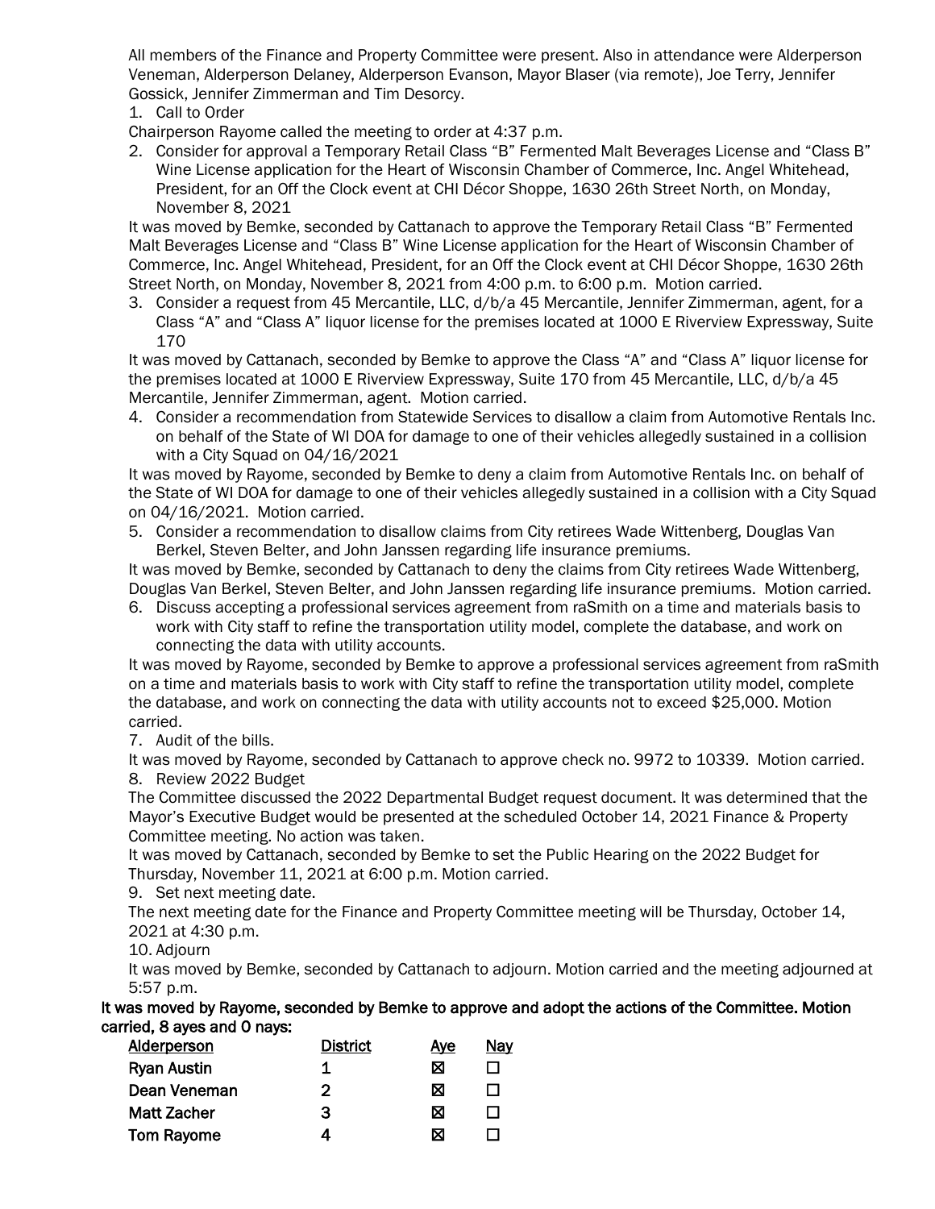All members of the Finance and Property Committee were present. Also in attendance were Alderperson Veneman, Alderperson Delaney, Alderperson Evanson, Mayor Blaser (via remote), Joe Terry, Jennifer Gossick, Jennifer Zimmerman and Tim Desorcy.

1. Call to Order

Chairperson Rayome called the meeting to order at 4:37 p.m.

2. Consider for approval a Temporary Retail Class "B" Fermented Malt Beverages License and "Class B" Wine License application for the Heart of Wisconsin Chamber of Commerce, Inc. Angel Whitehead, President, for an Off the Clock event at CHI Décor Shoppe, 1630 26th Street North, on Monday, November 8, 2021

It was moved by Bemke, seconded by Cattanach to approve the Temporary Retail Class "B" Fermented Malt Beverages License and "Class B" Wine License application for the Heart of Wisconsin Chamber of Commerce, Inc. Angel Whitehead, President, for an Off the Clock event at CHI Décor Shoppe, 1630 26th Street North, on Monday, November 8, 2021 from 4:00 p.m. to 6:00 p.m. Motion carried.

3. Consider a request from 45 Mercantile, LLC, d/b/a 45 Mercantile, Jennifer Zimmerman, agent, for a Class "A" and "Class A" liquor license for the premises located at 1000 E Riverview Expressway, Suite 170

It was moved by Cattanach, seconded by Bemke to approve the Class "A" and "Class A" liquor license for the premises located at 1000 E Riverview Expressway, Suite 170 from 45 Mercantile, LLC, d/b/a 45 Mercantile, Jennifer Zimmerman, agent. Motion carried.

4. Consider a recommendation from Statewide Services to disallow a claim from Automotive Rentals Inc. on behalf of the State of WI DOA for damage to one of their vehicles allegedly sustained in a collision with a City Squad on 04/16/2021

It was moved by Rayome, seconded by Bemke to deny a claim from Automotive Rentals Inc. on behalf of the State of WI DOA for damage to one of their vehicles allegedly sustained in a collision with a City Squad on 04/16/2021. Motion carried.

5. Consider a recommendation to disallow claims from City retirees Wade Wittenberg, Douglas Van Berkel, Steven Belter, and John Janssen regarding life insurance premiums.

It was moved by Bemke, seconded by Cattanach to deny the claims from City retirees Wade Wittenberg, Douglas Van Berkel, Steven Belter, and John Janssen regarding life insurance premiums. Motion carried.

6. Discuss accepting a professional services agreement from raSmith on a time and materials basis to work with City staff to refine the transportation utility model, complete the database, and work on connecting the data with utility accounts.

It was moved by Rayome, seconded by Bemke to approve a professional services agreement from raSmith on a time and materials basis to work with City staff to refine the transportation utility model, complete the database, and work on connecting the data with utility accounts not to exceed $25,000. Motion carried.

7. Audit of the bills.

It was moved by Rayome, seconded by Cattanach to approve check no. 9972 to 10339. Motion carried.

8. Review 2022 Budget

The Committee discussed the 2022 Departmental Budget request document. It was determined that the Mayor's Executive Budget would be presented at the scheduled October 14, 2021 Finance & Property Committee meeting. No action was taken.

It was moved by Cattanach, seconded by Bemke to set the Public Hearing on the 2022 Budget for Thursday, November 11, 2021 at 6:00 p.m. Motion carried.

9. Set next meeting date.

The next meeting date for the Finance and Property Committee meeting will be Thursday, October 14, 2021 at 4:30 p.m.

10. Adjourn

It was moved by Bemke, seconded by Cattanach to adjourn. Motion carried and the meeting adjourned at 5:57 p.m.

**It was moved by Rayome, seconded by Bemke to approve and adopt the actions of the Committee. Motion carried, 8 ayes and 0 nays:**

| Alderperson | District | Aye | Nay |
|---|---|---|---|
| Ryan Austin | 1 | ☒ | ☐ |
| Dean Veneman | 2 | ☒ | ☐ |
| Matt Zacher | 3 | ☒ | ☐ |
| Tom Rayome | 4 | ☒ | ☐ |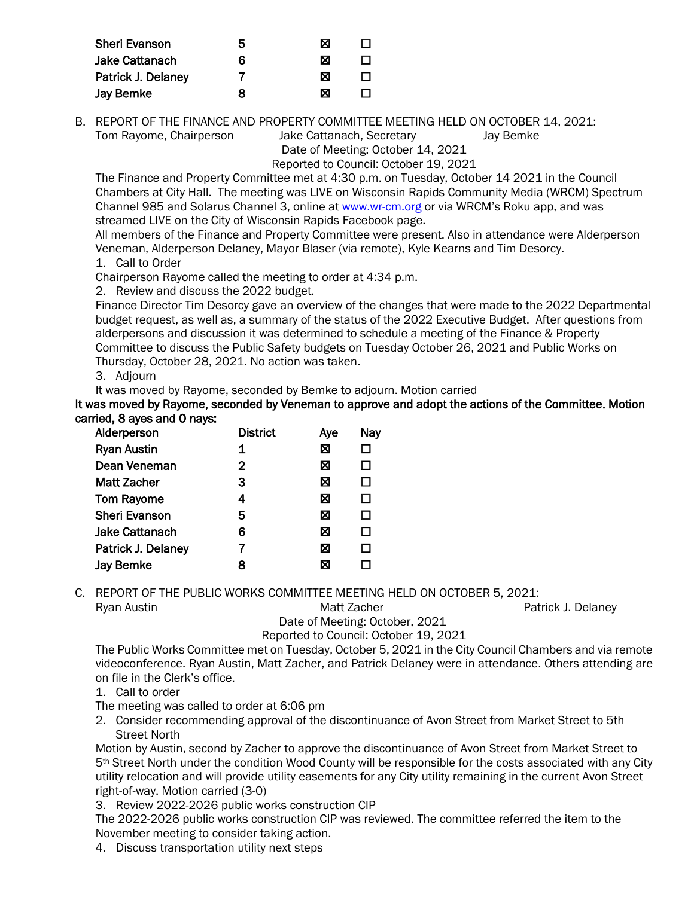| | | | |
|---|---|---|---|
| **Sheri Evanson** | **5** | ☒ | ☐ |
| **Jake Cattanach** | **6** | ☒ | ☐ |
| **Patrick J. Delaney** | **7** | ☒ | ☐ |
| **Jay Bemke** | **8** | ☒ | ☐ |

B. REPORT OF THE FINANCE AND PROPERTY COMMITTEE MEETING HELD ON OCTOBER 14, 2021:

Tom Rayome, Chairperson    Jake Cattanach, Secretary    Jay Bemke

Date of Meeting: October 14, 2021

Reported to Council: October 19, 2021

The Finance and Property Committee met at 4:30 p.m. on Tuesday, October 14 2021 in the Council Chambers at City Hall. The meeting was LIVE on Wisconsin Rapids Community Media (WRCM) Spectrum Channel 985 and Solarus Channel 3, online at www.wr-cm.org or via WRCM's Roku app, and was streamed LIVE on the City of Wisconsin Rapids Facebook page.

All members of the Finance and Property Committee were present. Also in attendance were Alderperson Veneman, Alderperson Delaney, Mayor Blaser (via remote), Kyle Kearns and Tim Desorcy.

1. Call to Order

Chairperson Rayome called the meeting to order at 4:34 p.m.

2. Review and discuss the 2022 budget.

Finance Director Tim Desorcy gave an overview of the changes that were made to the 2022 Departmental budget request, as well as, a summary of the status of the 2022 Executive Budget. After questions from alderpersons and discussion it was determined to schedule a meeting of the Finance & Property Committee to discuss the Public Safety budgets on Tuesday October 26, 2021 and Public Works on Thursday, October 28, 2021. No action was taken.

3. Adjourn

It was moved by Rayome, seconded by Bemke to adjourn. Motion carried

**It was moved by Rayome, seconded by Veneman to approve and adopt the actions of the Committee. Motion carried, 8 ayes and 0 nays:**

| Alderperson | District | Aye | Nay |
|---|---|---|---|
| **Ryan Austin** | **1** | ☒ | ☐ |
| **Dean Veneman** | **2** | ☒ | ☐ |
| **Matt Zacher** | **3** | ☒ | ☐ |
| **Tom Rayome** | **4** | ☒ | ☐ |
| **Sheri Evanson** | **5** | ☒ | ☐ |
| **Jake Cattanach** | **6** | ☒ | ☐ |
| **Patrick J. Delaney** | **7** | ☒ | ☐ |
| **Jay Bemke** | **8** | ☒ | ☐ |

C. REPORT OF THE PUBLIC WORKS COMMITTEE MEETING HELD ON OCTOBER 5, 2021:

Ryan Austin    Matt Zacher    Patrick J. Delaney

Date of Meeting: October, 2021

Reported to Council: October 19, 2021

The Public Works Committee met on Tuesday, October 5, 2021 in the City Council Chambers and via remote videoconference. Ryan Austin, Matt Zacher, and Patrick Delaney were in attendance. Others attending are on file in the Clerk's office.

1. Call to order

The meeting was called to order at 6:06 pm

2. Consider recommending approval of the discontinuance of Avon Street from Market Street to 5th Street North

Motion by Austin, second by Zacher to approve the discontinuance of Avon Street from Market Street to 5th Street North under the condition Wood County will be responsible for the costs associated with any City utility relocation and will provide utility easements for any City utility remaining in the current Avon Street right-of-way. Motion carried (3-0)

3. Review 2022-2026 public works construction CIP

The 2022-2026 public works construction CIP was reviewed. The committee referred the item to the November meeting to consider taking action.

4. Discuss transportation utility next steps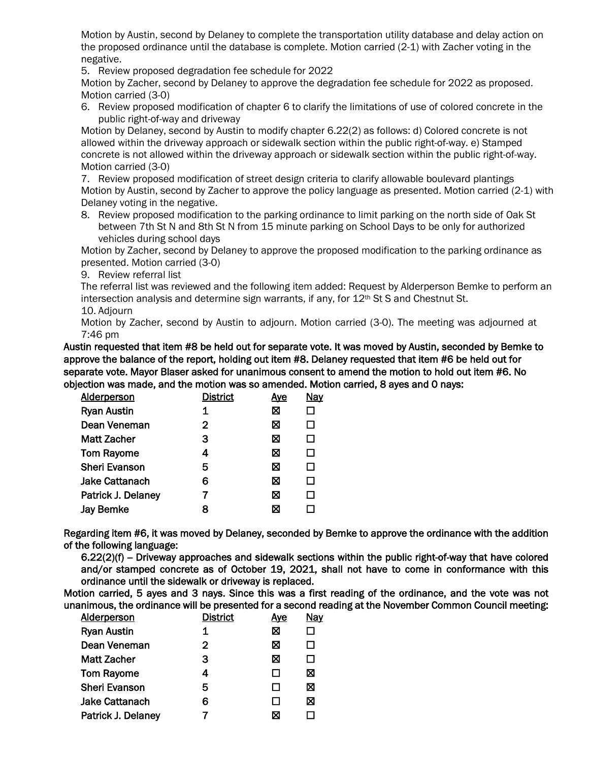Motion by Austin, second by Delaney to complete the transportation utility database and delay action on the proposed ordinance until the database is complete. Motion carried (2-1) with Zacher voting in the negative.

5. Review proposed degradation fee schedule for 2022

Motion by Zacher, second by Delaney to approve the degradation fee schedule for 2022 as proposed. Motion carried (3-0)

6. Review proposed modification of chapter 6 to clarify the limitations of use of colored concrete in the public right-of-way and driveway

Motion by Delaney, second by Austin to modify chapter 6.22(2) as follows: d) Colored concrete is not allowed within the driveway approach or sidewalk section within the public right-of-way. e) Stamped concrete is not allowed within the driveway approach or sidewalk section within the public right-of-way. Motion carried (3-0)

7. Review proposed modification of street design criteria to clarify allowable boulevard plantings

Motion by Austin, second by Zacher to approve the policy language as presented. Motion carried (2-1) with Delaney voting in the negative.

8. Review proposed modification to the parking ordinance to limit parking on the north side of Oak St between 7th St N and 8th St N from 15 minute parking on School Days to be only for authorized vehicles during school days

Motion by Zacher, second by Delaney to approve the proposed modification to the parking ordinance as presented. Motion carried (3-0)

9. Review referral list

The referral list was reviewed and the following item added: Request by Alderperson Bemke to perform an intersection analysis and determine sign warrants, if any, for 12th St S and Chestnut St.

10. Adjourn

Motion by Zacher, second by Austin to adjourn. Motion carried (3-0). The meeting was adjourned at 7:46 pm

**Austin requested that item #8 be held out for separate vote. It was moved by Austin, seconded by Bemke to approve the balance of the report, holding out item #8. Delaney requested that item #6 be held out for separate vote. Mayor Blaser asked for unanimous consent to amend the motion to hold out item #6. No objection was made, and the motion was so amended. Motion carried, 8 ayes and 0 nays:**

| Alderperson | District | Aye | Nay |
|---|---|---|---|
| Ryan Austin | 1 | ☒ | ☐ |
| Dean Veneman | 2 | ☒ | ☐ |
| Matt Zacher | 3 | ☒ | ☐ |
| Tom Rayome | 4 | ☒ | ☐ |
| Sheri Evanson | 5 | ☒ | ☐ |
| Jake Cattanach | 6 | ☒ | ☐ |
| Patrick J. Delaney | 7 | ☒ | ☐ |
| Jay Bemke | 8 | ☒ | ☐ |

**Regarding item #6, it was moved by Delaney, seconded by Bemke to approve the ordinance with the addition of the following language:**

**6.22(2)(f) – Driveway approaches and sidewalk sections within the public right-of-way that have colored and/or stamped concrete as of October 19, 2021, shall not have to come in conformance with this ordinance until the sidewalk or driveway is replaced.**

**Motion carried, 5 ayes and 3 nays. Since this was a first reading of the ordinance, and the vote was not unanimous, the ordinance will be presented for a second reading at the November Common Council meeting:**

| Alderperson | District | Aye | Nay |
|---|---|---|---|
| Ryan Austin | 1 | ☒ | ☐ |
| Dean Veneman | 2 | ☒ | ☐ |
| Matt Zacher | 3 | ☒ | ☐ |
| Tom Rayome | 4 | ☐ | ☒ |
| Sheri Evanson | 5 | ☐ | ☒ |
| Jake Cattanach | 6 | ☐ | ☒ |
| Patrick J. Delaney | 7 | ☒ | ☐ |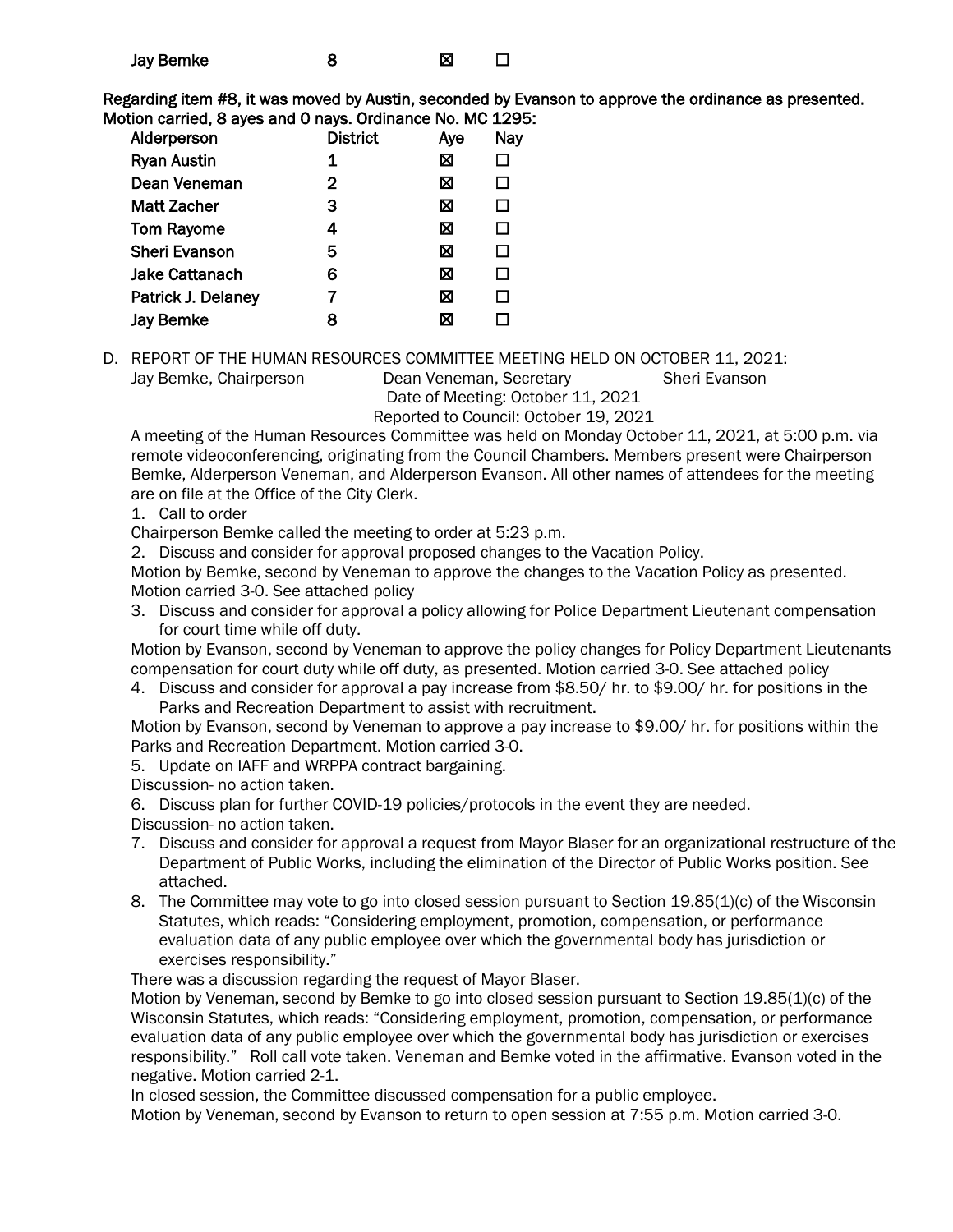| Jay Bemke | 8 | ☒ | ☐ |
|---|---|---|---|

**Regarding item #8, it was moved by Austin, seconded by Evanson to approve the ordinance as presented. Motion carried, 8 ayes and 0 nays. Ordinance No. MC 1295:**

| Alderperson | District | Aye | Nay |
|---|---|---|---|
| Ryan Austin | 1 | ☒ | ☐ |
| Dean Veneman | 2 | ☒ | ☐ |
| Matt Zacher | 3 | ☒ | ☐ |
| Tom Rayome | 4 | ☒ | ☐ |
| Sheri Evanson | 5 | ☒ | ☐ |
| Jake Cattanach | 6 | ☒ | ☐ |
| Patrick J. Delaney | 7 | ☒ | ☐ |
| Jay Bemke | 8 | ☒ | ☐ |

D. REPORT OF THE HUMAN RESOURCES COMMITTEE MEETING HELD ON OCTOBER 11, 2021:

Jay Bemke, Chairperson    Dean Veneman, Secretary    Sheri Evanson

Date of Meeting: October 11, 2021

Reported to Council: October 19, 2021

A meeting of the Human Resources Committee was held on Monday October 11, 2021, at 5:00 p.m. via remote videoconferencing, originating from the Council Chambers. Members present were Chairperson Bemke, Alderperson Veneman, and Alderperson Evanson. All other names of attendees for the meeting are on file at the Office of the City Clerk.

1. Call to order

Chairperson Bemke called the meeting to order at 5:23 p.m.

2. Discuss and consider for approval proposed changes to the Vacation Policy.

Motion by Bemke, second by Veneman to approve the changes to the Vacation Policy as presented. Motion carried 3-0. See attached policy

3. Discuss and consider for approval a policy allowing for Police Department Lieutenant compensation for court time while off duty.

Motion by Evanson, second by Veneman to approve the policy changes for Policy Department Lieutenants compensation for court duty while off duty, as presented. Motion carried 3-0. See attached policy

4. Discuss and consider for approval a pay increase from $8.50/ hr. to $9.00/ hr. for positions in the Parks and Recreation Department to assist with recruitment.

Motion by Evanson, second by Veneman to approve a pay increase to $9.00/ hr. for positions within the Parks and Recreation Department. Motion carried 3-0.

5. Update on IAFF and WRPPA contract bargaining.

Discussion- no action taken.

6. Discuss plan for further COVID-19 policies/protocols in the event they are needed.

Discussion- no action taken.

7. Discuss and consider for approval a request from Mayor Blaser for an organizational restructure of the Department of Public Works, including the elimination of the Director of Public Works position. See attached.
8. The Committee may vote to go into closed session pursuant to Section 19.85(1)(c) of the Wisconsin Statutes, which reads: "Considering employment, promotion, compensation, or performance evaluation data of any public employee over which the governmental body has jurisdiction or exercises responsibility."

There was a discussion regarding the request of Mayor Blaser.

Motion by Veneman, second by Bemke to go into closed session pursuant to Section 19.85(1)(c) of the Wisconsin Statutes, which reads: "Considering employment, promotion, compensation, or performance evaluation data of any public employee over which the governmental body has jurisdiction or exercises responsibility." Roll call vote taken. Veneman and Bemke voted in the affirmative. Evanson voted in the negative. Motion carried 2-1.

In closed session, the Committee discussed compensation for a public employee.

Motion by Veneman, second by Evanson to return to open session at 7:55 p.m. Motion carried 3-0.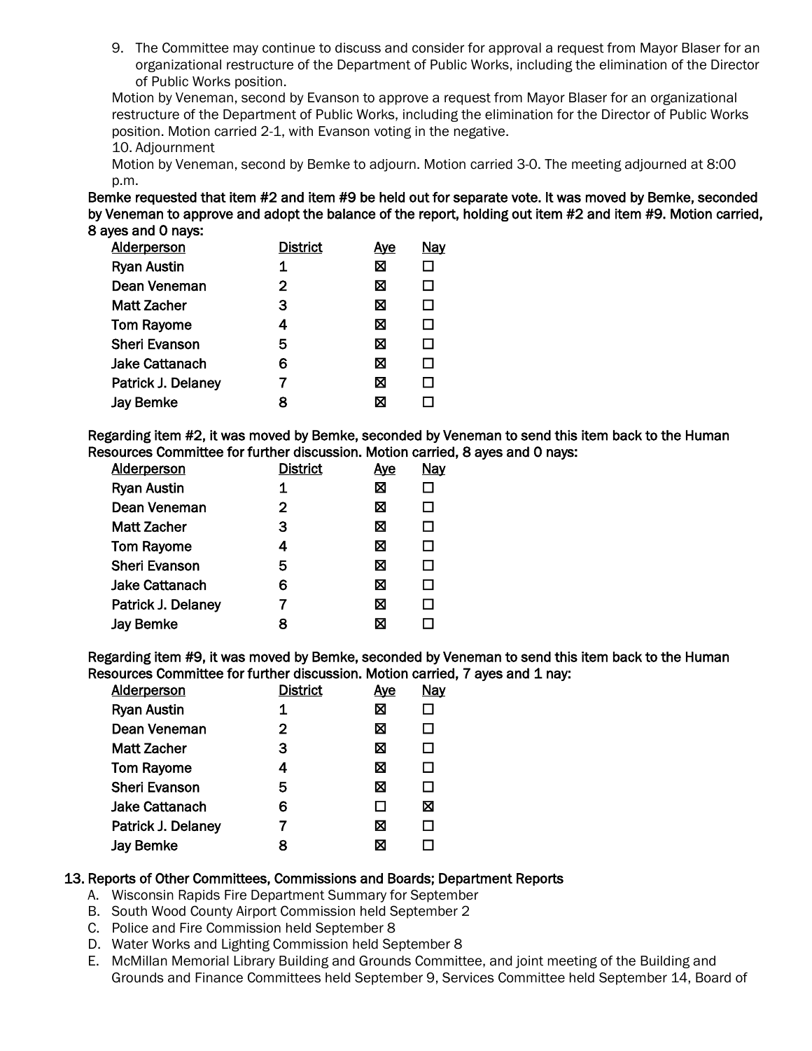9. The Committee may continue to discuss and consider for approval a request from Mayor Blaser for an organizational restructure of the Department of Public Works, including the elimination of the Director of Public Works position.

Motion by Veneman, second by Evanson to approve a request from Mayor Blaser for an organizational restructure of the Department of Public Works, including the elimination for the Director of Public Works position. Motion carried 2-1, with Evanson voting in the negative.

10. Adjournment

Motion by Veneman, second by Bemke to adjourn. Motion carried 3-0. The meeting adjourned at 8:00 p.m.

**Bemke requested that item #2 and item #9 be held out for separate vote. It was moved by Bemke, seconded by Veneman to approve and adopt the balance of the report, holding out item #2 and item #9. Motion carried, 8 ayes and 0 nays:**

| Alderperson | District | Aye | Nay |
|---|---|---|---|
| Ryan Austin | 1 | ☒ | ☐ |
| Dean Veneman | 2 | ☒ | ☐ |
| Matt Zacher | 3 | ☒ | ☐ |
| Tom Rayome | 4 | ☒ | ☐ |
| Sheri Evanson | 5 | ☒ | ☐ |
| Jake Cattanach | 6 | ☒ | ☐ |
| Patrick J. Delaney | 7 | ☒ | ☐ |
| Jay Bemke | 8 | ☒ | ☐ |

Regarding item #2, it was moved by Bemke, seconded by Veneman to send this item back to the Human Resources Committee for further discussion. Motion carried, 8 ayes and 0 nays:

| Alderperson | District | Aye | Nay |
|---|---|---|---|
| Ryan Austin | 1 | ☒ | ☐ |
| Dean Veneman | 2 | ☒ | ☐ |
| Matt Zacher | 3 | ☒ | ☐ |
| Tom Rayome | 4 | ☒ | ☐ |
| Sheri Evanson | 5 | ☒ | ☐ |
| Jake Cattanach | 6 | ☒ | ☐ |
| Patrick J. Delaney | 7 | ☒ | ☐ |
| Jay Bemke | 8 | ☒ | ☐ |

Regarding item #9, it was moved by Bemke, seconded by Veneman to send this item back to the Human Resources Committee for further discussion. Motion carried, 7 ayes and 1 nay:

| Alderperson | District | Aye | Nay |
|---|---|---|---|
| Ryan Austin | 1 | ☒ | ☐ |
| Dean Veneman | 2 | ☒ | ☐ |
| Matt Zacher | 3 | ☒ | ☐ |
| Tom Rayome | 4 | ☒ | ☐ |
| Sheri Evanson | 5 | ☒ | ☐ |
| Jake Cattanach | 6 | ☐ | ☒ |
| Patrick J. Delaney | 7 | ☒ | ☐ |
| Jay Bemke | 8 | ☒ | ☐ |

## 13. Reports of Other Committees, Commissions and Boards; Department Reports

A. Wisconsin Rapids Fire Department Summary for September
B. South Wood County Airport Commission held September 2
C. Police and Fire Commission held September 8
D. Water Works and Lighting Commission held September 8
E. McMillan Memorial Library Building and Grounds Committee, and joint meeting of the Building and Grounds and Finance Committees held September 9, Services Committee held September 14, Board of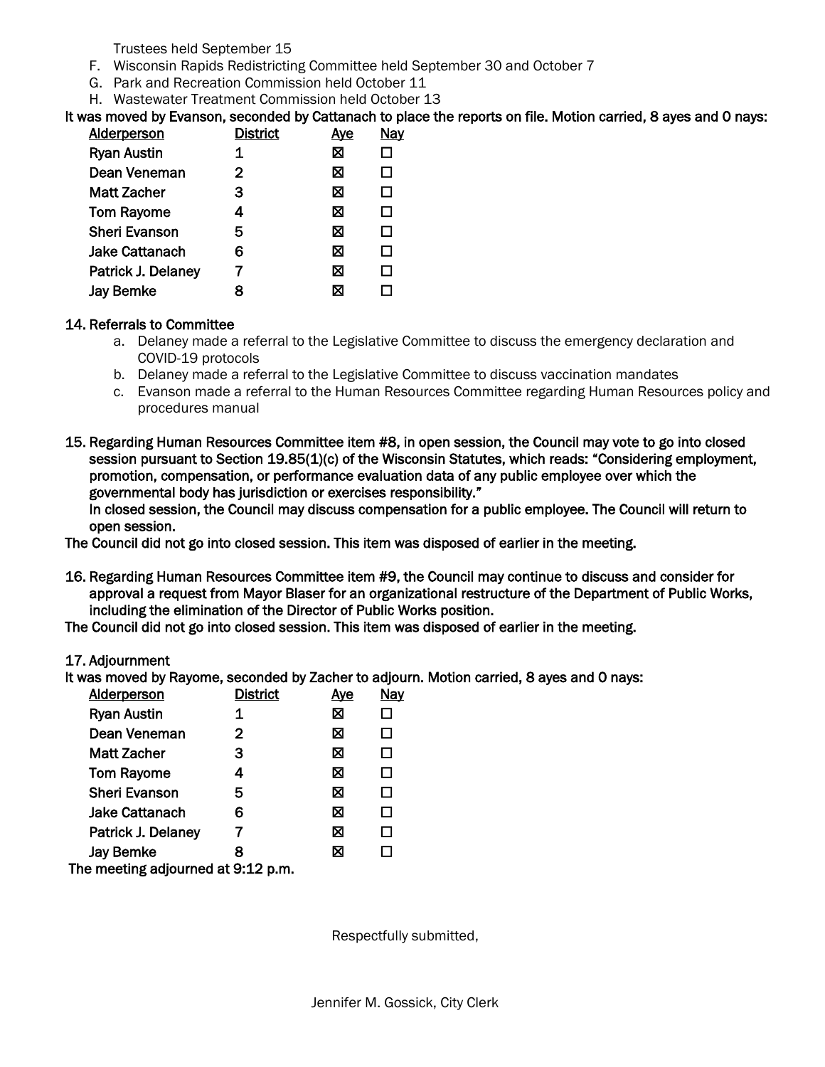Trustees held September 15

F. Wisconsin Rapids Redistricting Committee held September 30 and October 7
G. Park and Recreation Commission held October 11
H. Wastewater Treatment Commission held October 13

**It was moved by Evanson, seconded by Cattanach to place the reports on file. Motion carried, 8 ayes and 0 nays:**

| Alderperson | District | Aye | Nay |
|---|---|---|---|
| Ryan Austin | 1 | ☒ | ☐ |
| Dean Veneman | 2 | ☒ | ☐ |
| Matt Zacher | 3 | ☒ | ☐ |
| Tom Rayome | 4 | ☒ | ☐ |
| Sheri Evanson | 5 | ☒ | ☐ |
| Jake Cattanach | 6 | ☒ | ☐ |
| Patrick J. Delaney | 7 | ☒ | ☐ |
| Jay Bemke | 8 | ☒ | ☐ |

**14. Referrals to Committee**

a. Delaney made a referral to the Legislative Committee to discuss the emergency declaration and COVID-19 protocols
b. Delaney made a referral to the Legislative Committee to discuss vaccination mandates
c. Evanson made a referral to the Human Resources Committee regarding Human Resources policy and procedures manual

**15. Regarding Human Resources Committee item #8, in open session, the Council may vote to go into closed session pursuant to Section 19.85(1)(c) of the Wisconsin Statutes, which reads: "Considering employment, promotion, compensation, or performance evaluation data of any public employee over which the governmental body has jurisdiction or exercises responsibility."**
**In closed session, the Council may discuss compensation for a public employee. The Council will return to open session.**

**The Council did not go into closed session. This item was disposed of earlier in the meeting.**

**16. Regarding Human Resources Committee item #9, the Council may continue to discuss and consider for approval a request from Mayor Blaser for an organizational restructure of the Department of Public Works, including the elimination of the Director of Public Works position.**

**The Council did not go into closed session. This item was disposed of earlier in the meeting.**

**17. Adjournment**

**It was moved by Rayome, seconded by Zacher to adjourn. Motion carried, 8 ayes and 0 nays:**

| Alderperson | District | Aye | Nay |
|---|---|---|---|
| Ryan Austin | 1 | ☒ | ☐ |
| Dean Veneman | 2 | ☒ | ☐ |
| Matt Zacher | 3 | ☒ | ☐ |
| Tom Rayome | 4 | ☒ | ☐ |
| Sheri Evanson | 5 | ☒ | ☐ |
| Jake Cattanach | 6 | ☒ | ☐ |
| Patrick J. Delaney | 7 | ☒ | ☐ |
| Jay Bemke | 8 | ☒ | ☐ |

**The meeting adjourned at 9:12 p.m.**

Respectfully submitted,

Jennifer M. Gossick, City Clerk